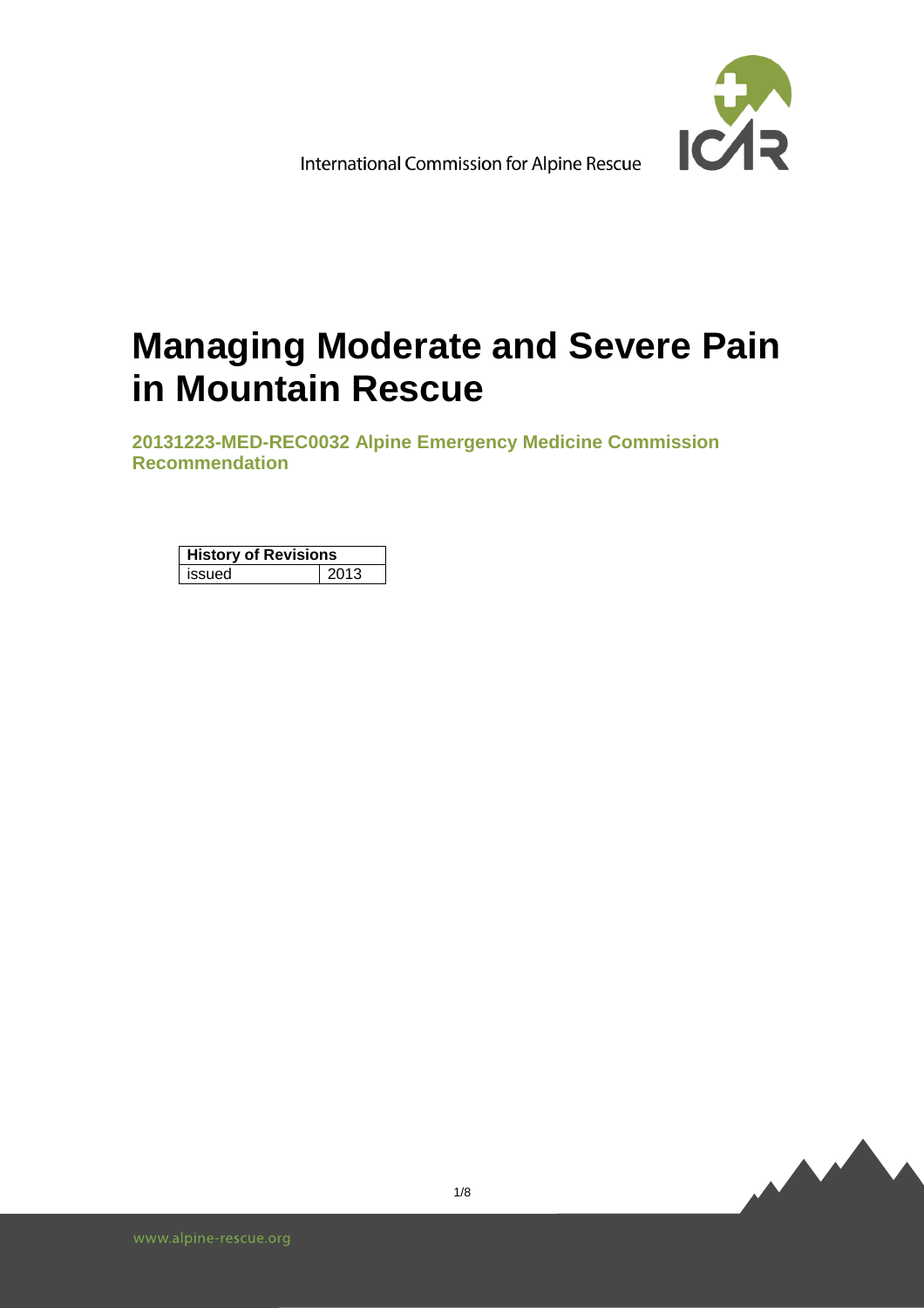International Commission for Alpine Rescue

# Managing Moderate and Severe Pain in Mountain Rescue

**20131223-MED-REC0032 Alpine Emergency Medicine Commission Recommendation**

| History of Revisions | |
|---|---|
| issued | 2013 |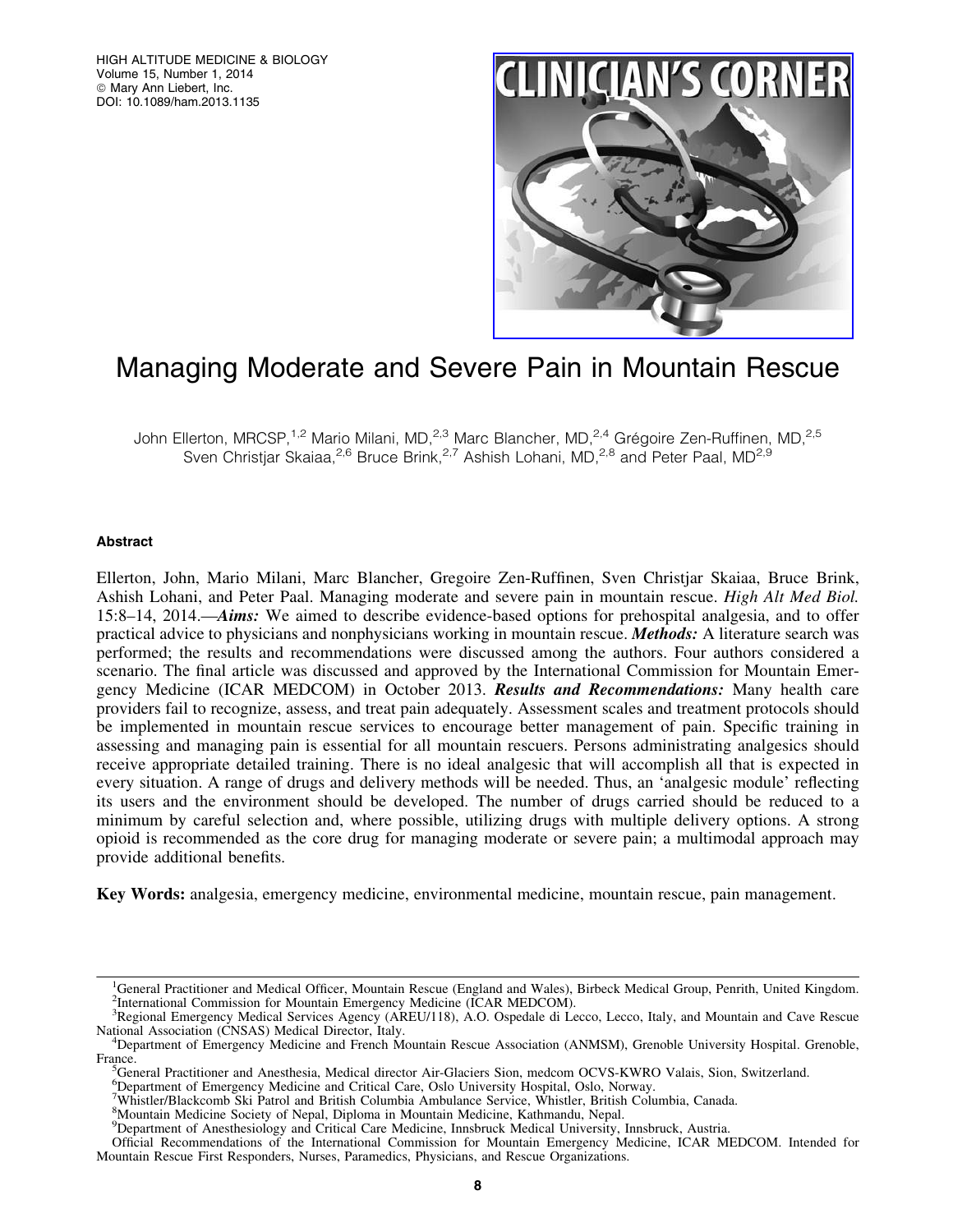# Managing Moderate and Severe Pain in Mountain Rescue

John Ellerton, MRCSP,[1,2] Mario Milani, MD,[2,3] Marc Blancher, MD,[2,4] Grégoire Zen-Ruffinen, MD,[2,5] Sven Christjar Skaiaa,[2,6] Bruce Brink,[2,7] Ashish Lohani, MD,[2,8] and Peter Paal, MD[2,9]

### Abstract

Ellerton, John, Mario Milani, Marc Blancher, Gregoire Zen-Ruffinen, Sven Christjar Skaiaa, Bruce Brink, Ashish Lohani, and Peter Paal. Managing moderate and severe pain in mountain rescue. *High Alt Med Biol.* 15:8–14, 2014.—***Aims:*** We aimed to describe evidence-based options for prehospital analgesia, and to offer practical advice to physicians and nonphysicians working in mountain rescue. ***Methods:*** A literature search was performed; the results and recommendations were discussed among the authors. Four authors considered a scenario. The final article was discussed and approved by the International Commission for Mountain Emergency Medicine (ICAR MEDCOM) in October 2013. ***Results and Recommendations:*** Many health care providers fail to recognize, assess, and treat pain adequately. Assessment scales and treatment protocols should be implemented in mountain rescue services to encourage better management of pain. Specific training in assessing and managing pain is essential for all mountain rescuers. Persons administrating analgesics should receive appropriate detailed training. There is no ideal analgesic that will accomplish all that is expected in every situation. A range of drugs and delivery methods will be needed. Thus, an 'analgesic module' reflecting its users and the environment should be developed. The number of drugs carried should be reduced to a minimum by careful selection and, where possible, utilizing drugs with multiple delivery options. A strong opioid is recommended as the core drug for managing moderate or severe pain; a multimodal approach may provide additional benefits.

**Key Words:** analgesia, emergency medicine, environmental medicine, mountain rescue, pain management.

---

[1]General Practitioner and Medical Officer, Mountain Rescue (England and Wales), Birbeck Medical Group, Penrith, United Kingdom.
[2]International Commission for Mountain Emergency Medicine (ICAR MEDCOM).
[3]Regional Emergency Medical Services Agency (AREU/118), A.O. Ospedale di Lecco, Lecco, Italy, and Mountain and Cave Rescue National Association (CNSAS) Medical Director, Italy.
[4]Department of Emergency Medicine and French Mountain Rescue Association (ANMSM), Grenoble University Hospital. Grenoble, France.
[5]General Practitioner and Anesthesia, Medical director Air-Glaciers Sion, medcom OCVS-KWRO Valais, Sion, Switzerland.
[6]Department of Emergency Medicine and Critical Care, Oslo University Hospital, Oslo, Norway.
[7]Whistler/Blackcomb Ski Patrol and British Columbia Ambulance Service, Whistler, British Columbia, Canada.
[8]Mountain Medicine Society of Nepal, Diploma in Mountain Medicine, Kathmandu, Nepal.
[9]Department of Anesthesiology and Critical Care Medicine, Innsbruck Medical University, Innsbruck, Austria.

Official Recommendations of the International Commission for Mountain Emergency Medicine, ICAR MEDCOM. Intended for Mountain Rescue First Responders, Nurses, Paramedics, Physicians, and Rescue Organizations.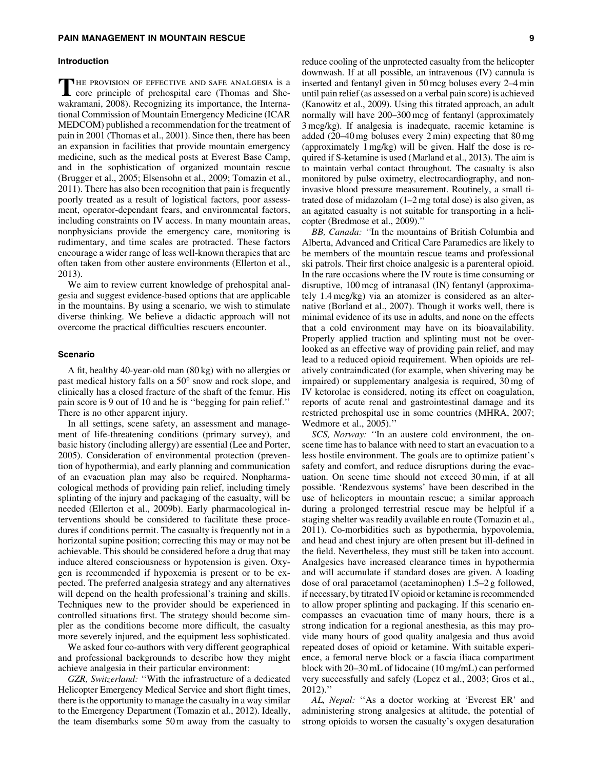## Introduction

The provision of effective and safe analgesia is a core principle of prehospital care (Thomas and Shewakramani, 2008). Recognizing its importance, the International Commission of Mountain Emergency Medicine (ICAR MEDCOM) published a recommendation for the treatment of pain in 2001 (Thomas et al., 2001). Since then, there has been an expansion in facilities that provide mountain emergency medicine, such as the medical posts at Everest Base Camp, and in the sophistication of organized mountain rescue (Brugger et al., 2005; Elsensohn et al., 2009; Tomazin et al., 2011). There has also been recognition that pain is frequently poorly treated as a result of logistical factors, poor assessment, operator-dependant fears, and environmental factors, including constraints on IV access. In many mountain areas, nonphysicians provide the emergency care, monitoring is rudimentary, and time scales are protracted. These factors encourage a wider range of less well-known therapies that are often taken from other austere environments (Ellerton et al., 2013).

We aim to review current knowledge of prehospital analgesia and suggest evidence-based options that are applicable in the mountains. By using a scenario, we wish to stimulate diverse thinking. We believe a didactic approach will not overcome the practical difficulties rescuers encounter.

## Scenario

A fit, healthy 40-year-old man (80 kg) with no allergies or past medical history falls on a 50° snow and rock slope, and clinically has a closed fracture of the shaft of the femur. His pain score is 9 out of 10 and he is ''begging for pain relief.'' There is no other apparent injury.

In all settings, scene safety, an assessment and management of life-threatening conditions (primary survey), and basic history (including allergy) are essential (Lee and Porter, 2005). Consideration of environmental protection (prevention of hypothermia), and early planning and communication of an evacuation plan may also be required. Nonpharmacological methods of providing pain relief, including timely splinting of the injury and packaging of the casualty, will be needed (Ellerton et al., 2009b). Early pharmacological interventions should be considered to facilitate these procedures if conditions permit. The casualty is frequently not in a horizontal supine position; correcting this may or may not be achievable. This should be considered before a drug that may induce altered consciousness or hypotension is given. Oxygen is recommended if hypoxemia is present or to be expected. The preferred analgesia strategy and any alternatives will depend on the health professional's training and skills. Techniques new to the provider should be experienced in controlled situations first. The strategy should become simpler as the conditions become more difficult, the casualty more severely injured, and the equipment less sophisticated.

We asked four co-authors with very different geographical and professional backgrounds to describe how they might achieve analgesia in their particular environment:

*GZR, Switzerland:* ''With the infrastructure of a dedicated Helicopter Emergency Medical Service and short flight times, there is the opportunity to manage the casualty in a way similar to the Emergency Department (Tomazin et al., 2012). Ideally, the team disembarks some 50 m away from the casualty to reduce cooling of the unprotected casualty from the helicopter downwash. If at all possible, an intravenous (IV) cannula is inserted and fentanyl given in 50 mcg boluses every 2–4 min until pain relief (as assessed on a verbal pain score) is achieved (Kanowitz et al., 2009). Using this titrated approach, an adult normally will have 200–300 mcg of fentanyl (approximately 3 mcg/kg). If analgesia is inadequate, racemic ketamine is added (20–40 mg boluses every 2 min) expecting that 80 mg (approximately 1 mg/kg) will be given. Half the dose is required if S-ketamine is used (Marland et al., 2013). The aim is to maintain verbal contact throughout. The casualty is also monitored by pulse oximetry, electrocardiography, and noninvasive blood pressure measurement. Routinely, a small titrated dose of midazolam (1–2 mg total dose) is also given, as an agitated casualty is not suitable for transporting in a helicopter (Bredmose et al., 2009).''

*BB, Canada:* ''In the mountains of British Columbia and Alberta, Advanced and Critical Care Paramedics are likely to be members of the mountain rescue teams and professional ski patrols. Their first choice analgesic is a parenteral opioid. In the rare occasions where the IV route is time consuming or disruptive, 100 mcg of intranasal (IN) fentanyl (approximately 1.4 mcg/kg) via an atomizer is considered as an alternative (Borland et al., 2007). Though it works well, there is minimal evidence of its use in adults, and none on the effects that a cold environment may have on its bioavailability. Properly applied traction and splinting must not be overlooked as an effective way of providing pain relief, and may lead to a reduced opioid requirement. When opioids are relatively contraindicated (for example, when shivering may be impaired) or supplementary analgesia is required, 30 mg of IV ketorolac is considered, noting its effect on coagulation, reports of acute renal and gastrointestinal damage and its restricted prehospital use in some countries (MHRA, 2007; Wedmore et al., 2005).''

*SCS, Norway:* ''In an austere cold environment, the on-scene time has to balance with need to start an evacuation to a less hostile environment. The goals are to optimize patient's safety and comfort, and reduce disruptions during the evacuation. On scene time should not exceed 30 min, if at all possible. 'Rendezvous systems' have been described in the use of helicopters in mountain rescue; a similar approach during a prolonged terrestrial rescue may be helpful if a staging shelter was readily available en route (Tomazin et al., 2011). Co-morbidities such as hypothermia, hypovolemia, and head and chest injury are often present but ill-defined in the field. Nevertheless, they must still be taken into account. Analgesics have increased clearance times in hypothermia and will accumulate if standard doses are given. A loading dose of oral paracetamol (acetaminophen) 1.5–2 g followed, if necessary, by titrated IV opioid or ketamine is recommended to allow proper splinting and packaging. If this scenario encompasses an evacuation time of many hours, there is a strong indication for a regional anesthesia, as this may provide many hours of good quality analgesia and thus avoid repeated doses of opioid or ketamine. With suitable experience, a femoral nerve block or a fascia iliaca compartment block with 20–30 mL of lidocaine (10 mg/mL) can performed very successfully and safely (Lopez et al., 2003; Gros et al., 2012).''

*AL, Nepal:* ''As a doctor working at 'Everest ER' and administering strong analgesics at altitude, the potential of strong opioids to worsen the casualty's oxygen desaturation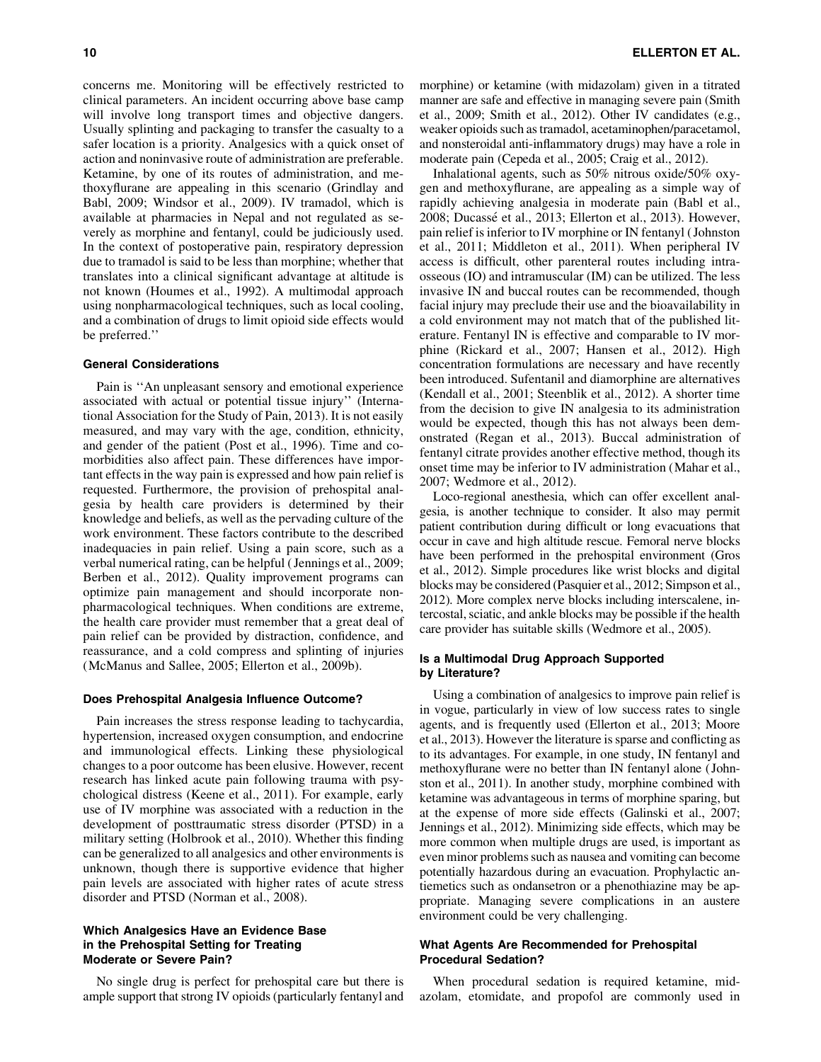concerns me. Monitoring will be effectively restricted to clinical parameters. An incident occurring above base camp will involve long transport times and objective dangers. Usually splinting and packaging to transfer the casualty to a safer location is a priority. Analgesics with a quick onset of action and noninvasive route of administration are preferable. Ketamine, by one of its routes of administration, and methoxyflurane are appealing in this scenario (Grindlay and Babl, 2009; Windsor et al., 2009). IV tramadol, which is available at pharmacies in Nepal and not regulated as severely as morphine and fentanyl, could be judiciously used. In the context of postoperative pain, respiratory depression due to tramadol is said to be less than morphine; whether that translates into a clinical significant advantage at altitude is not known (Houmes et al., 1992). A multimodal approach using nonpharmacological techniques, such as local cooling, and a combination of drugs to limit opioid side effects would be preferred.''

### General Considerations

Pain is ''An unpleasant sensory and emotional experience associated with actual or potential tissue injury'' (International Association for the Study of Pain, 2013). It is not easily measured, and may vary with the age, condition, ethnicity, and gender of the patient (Post et al., 1996). Time and comorbidities also affect pain. These differences have important effects in the way pain is expressed and how pain relief is requested. Furthermore, the provision of prehospital analgesia by health care providers is determined by their knowledge and beliefs, as well as the pervading culture of the work environment. These factors contribute to the described inadequacies in pain relief. Using a pain score, such as a verbal numerical rating, can be helpful (Jennings et al., 2009; Berben et al., 2012). Quality improvement programs can optimize pain management and should incorporate nonpharmacological techniques. When conditions are extreme, the health care provider must remember that a great deal of pain relief can be provided by distraction, confidence, and reassurance, and a cold compress and splinting of injuries (McManus and Sallee, 2005; Ellerton et al., 2009b).

### Does Prehospital Analgesia Influence Outcome?

Pain increases the stress response leading to tachycardia, hypertension, increased oxygen consumption, and endocrine and immunological effects. Linking these physiological changes to a poor outcome has been elusive. However, recent research has linked acute pain following trauma with psychological distress (Keene et al., 2011). For example, early use of IV morphine was associated with a reduction in the development of posttraumatic stress disorder (PTSD) in a military setting (Holbrook et al., 2010). Whether this finding can be generalized to all analgesics and other environments is unknown, though there is supportive evidence that higher pain levels are associated with higher rates of acute stress disorder and PTSD (Norman et al., 2008).

### Which Analgesics Have an Evidence Base in the Prehospital Setting for Treating Moderate or Severe Pain?

No single drug is perfect for prehospital care but there is ample support that strong IV opioids (particularly fentanyl and morphine) or ketamine (with midazolam) given in a titrated manner are safe and effective in managing severe pain (Smith et al., 2009; Smith et al., 2012). Other IV candidates (e.g., weaker opioids such as tramadol, acetaminophen/paracetamol, and nonsteroidal anti-inflammatory drugs) may have a role in moderate pain (Cepeda et al., 2005; Craig et al., 2012).

Inhalational agents, such as 50% nitrous oxide/50% oxygen and methoxyflurane, are appealing as a simple way of rapidly achieving analgesia in moderate pain (Babl et al., 2008; Ducassé et al., 2013; Ellerton et al., 2013). However, pain relief is inferior to IV morphine or IN fentanyl (Johnston et al., 2011; Middleton et al., 2011). When peripheral IV access is difficult, other parenteral routes including intraosseous (IO) and intramuscular (IM) can be utilized. The less invasive IN and buccal routes can be recommended, though facial injury may preclude their use and the bioavailability in a cold environment may not match that of the published literature. Fentanyl IN is effective and comparable to IV morphine (Rickard et al., 2007; Hansen et al., 2012). High concentration formulations are necessary and have recently been introduced. Sufentanil and diamorphine are alternatives (Kendall et al., 2001; Steenblik et al., 2012). A shorter time from the decision to give IN analgesia to its administration would be expected, though this has not always been demonstrated (Regan et al., 2013). Buccal administration of fentanyl citrate provides another effective method, though its onset time may be inferior to IV administration (Mahar et al., 2007; Wedmore et al., 2012).

Loco-regional anesthesia, which can offer excellent analgesia, is another technique to consider. It also may permit patient contribution during difficult or long evacuations that occur in cave and high altitude rescue. Femoral nerve blocks have been performed in the prehospital environment (Gros et al., 2012). Simple procedures like wrist blocks and digital blocks may be considered (Pasquier et al., 2012; Simpson et al., 2012). More complex nerve blocks including interscalene, intercostal, sciatic, and ankle blocks may be possible if the health care provider has suitable skills (Wedmore et al., 2005).

### Is a Multimodal Drug Approach Supported by Literature?

Using a combination of analgesics to improve pain relief is in vogue, particularly in view of low success rates to single agents, and is frequently used (Ellerton et al., 2013; Moore et al., 2013). However the literature is sparse and conflicting as to its advantages. For example, in one study, IN fentanyl and methoxyflurane were no better than IN fentanyl alone (Johnston et al., 2011). In another study, morphine combined with ketamine was advantageous in terms of morphine sparing, but at the expense of more side effects (Galinski et al., 2007; Jennings et al., 2012). Minimizing side effects, which may be more common when multiple drugs are used, is important as even minor problems such as nausea and vomiting can become potentially hazardous during an evacuation. Prophylactic antiemetics such as ondansetron or a phenothiazine may be appropriate. Managing severe complications in an austere environment could be very challenging.

### What Agents Are Recommended for Prehospital Procedural Sedation?

When procedural sedation is required ketamine, midazolam, etomidate, and propofol are commonly used in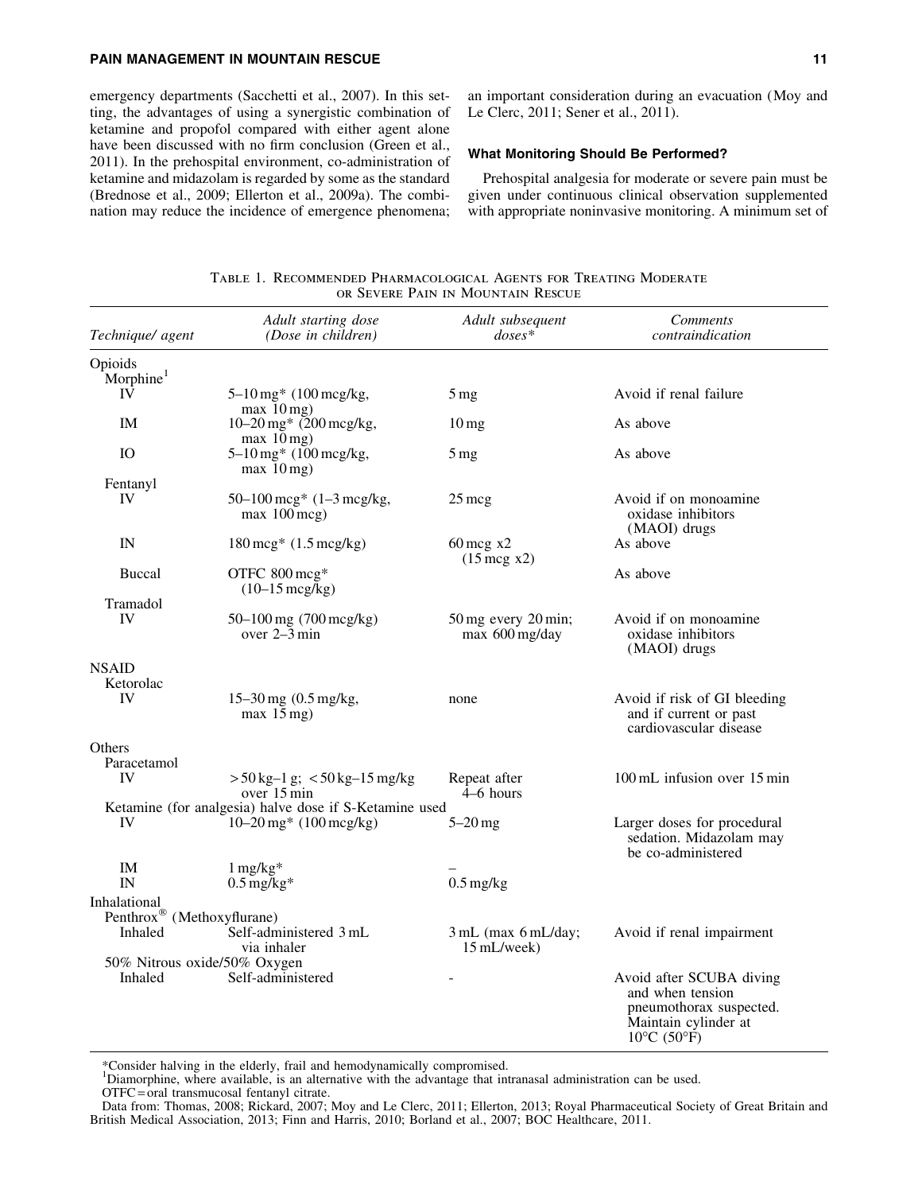emergency departments (Sacchetti et al., 2007). In this setting, the advantages of using a synergistic combination of ketamine and propofol compared with either agent alone have been discussed with no firm conclusion (Green et al., 2011). In the prehospital environment, co-administration of ketamine and midazolam is regarded by some as the standard (Brednose et al., 2009; Ellerton et al., 2009a). The combination may reduce the incidence of emergence phenomena; an important consideration during an evacuation (Moy and Le Clerc, 2011; Sener et al., 2011).

### What Monitoring Should Be Performed?

Prehospital analgesia for moderate or severe pain must be given under continuous clinical observation supplemented with appropriate noninvasive monitoring. A minimum set of

Table 1. Recommended Pharmacological Agents for Treating Moderate or Severe Pain in Mountain Rescue

| *Technique/ agent* | *Adult starting dose (Dose in children)* | *Adult subsequent doses** | *Comments contraindication* |
|---|---|---|---|
| Opioids | | | |
| Morphine[1] | | | |
| IV | 5–10 mg* (100 mcg/kg, max 10 mg) | 5 mg | Avoid if renal failure |
| IM | 10–20 mg* (200 mcg/kg, max 10 mg) | 10 mg | As above |
| IO | 5–10 mg* (100 mcg/kg, max 10 mg) | 5 mg | As above |
| Fentanyl | | | |
| IV | 50–100 mcg* (1–3 mcg/kg, max 100 mcg) | 25 mcg | Avoid if on monoamine oxidase inhibitors (MAOI) drugs |
| IN | 180 mcg* (1.5 mcg/kg) | 60 mcg x2 (15 mcg x2) | As above |
| Buccal | OTFC 800 mcg* (10–15 mcg/kg) | | As above |
| Tramadol | | | |
| IV | 50–100 mg (700 mcg/kg) over 2–3 min | 50 mg every 20 min; max 600 mg/day | Avoid if on monoamine oxidase inhibitors (MAOI) drugs |
| NSAID | | | |
| Ketorolac | | | |
| IV | 15–30 mg (0.5 mg/kg, max 15 mg) | none | Avoid if risk of GI bleeding and if current or past cardiovascular disease |
| Others | | | |
| Paracetamol | | | |
| IV | > 50 kg–1 g; < 50 kg–15 mg/kg over 15 min | Repeat after 4–6 hours | 100 mL infusion over 15 min |
| Ketamine (for analgesia) halve dose if S-Ketamine used | | | |
| IV | 10–20 mg* (100 mcg/kg) | 5–20 mg | Larger doses for procedural sedation. Midazolam may be co-administered |
| IM | 1 mg/kg* | – | |
| IN | 0.5 mg/kg* | 0.5 mg/kg | |
| Inhalational | | | |
| Penthrox® (Methoxyflurane) | | | |
| Inhaled | Self-administered 3 mL via inhaler | 3 mL (max 6 mL/day; 15 mL/week) | Avoid if renal impairment |
| 50% Nitrous oxide/50% Oxygen | | | |
| Inhaled | Self-administered | - | Avoid after SCUBA diving and when tension pneumothorax suspected. Maintain cylinder at 10°C (50°F) |

*Consider halving in the elderly, frail and hemodynamically compromised.
[1]Diamorphine, where available, is an alternative with the advantage that intranasal administration can be used.
OTFC = oral transmucosal fentanyl citrate.
Data from: Thomas, 2008; Rickard, 2007; Moy and Le Clerc, 2011; Ellerton, 2013; Royal Pharmaceutical Society of Great Britain and British Medical Association, 2013; Finn and Harris, 2010; Borland et al., 2007; BOC Healthcare, 2011.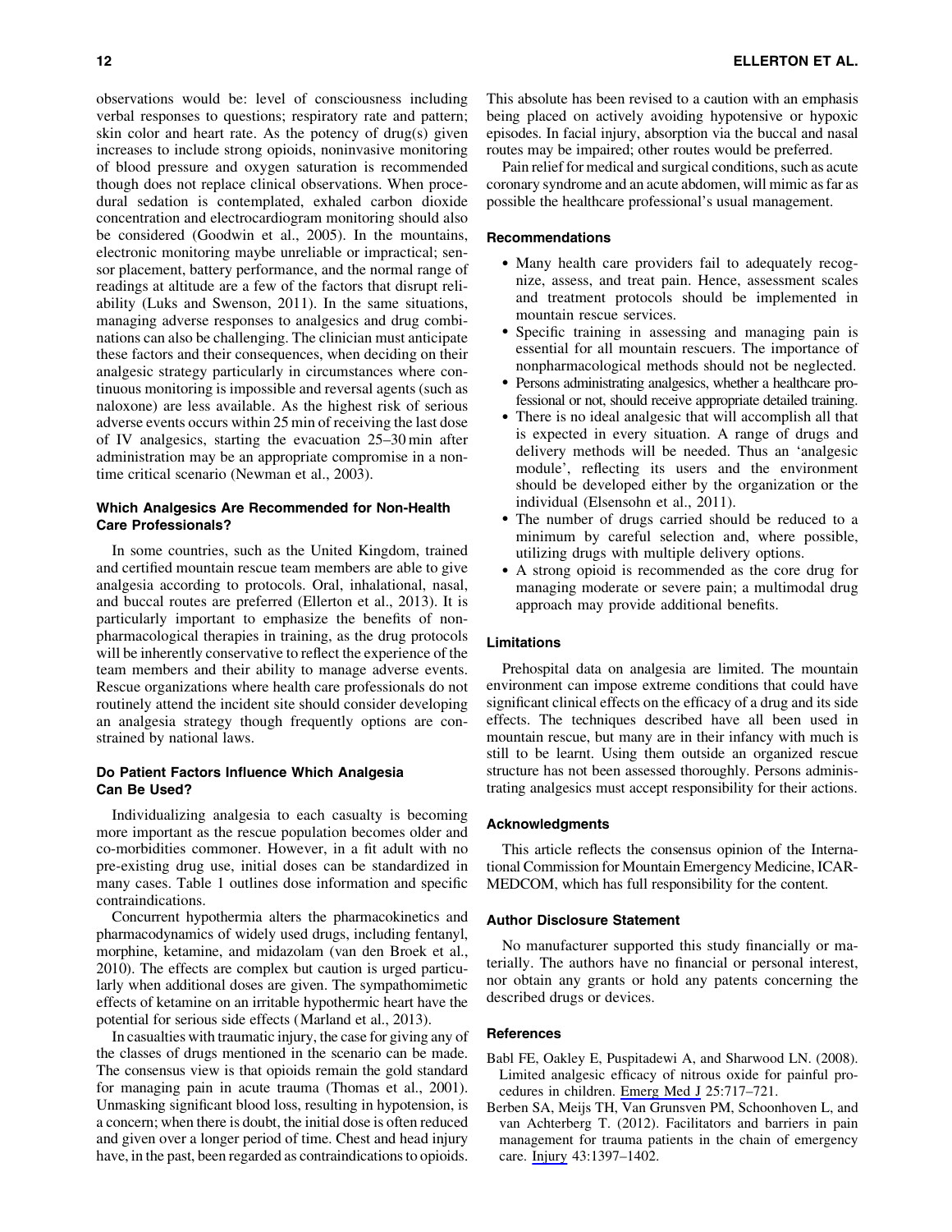observations would be: level of consciousness including verbal responses to questions; respiratory rate and pattern; skin color and heart rate. As the potency of drug(s) given increases to include strong opioids, noninvasive monitoring of blood pressure and oxygen saturation is recommended though does not replace clinical observations. When procedural sedation is contemplated, exhaled carbon dioxide concentration and electrocardiogram monitoring should also be considered (Goodwin et al., 2005). In the mountains, electronic monitoring maybe unreliable or impractical; sensor placement, battery performance, and the normal range of readings at altitude are a few of the factors that disrupt reliability (Luks and Swenson, 2011). In the same situations, managing adverse responses to analgesics and drug combinations can also be challenging. The clinician must anticipate these factors and their consequences, when deciding on their analgesic strategy particularly in circumstances where continuous monitoring is impossible and reversal agents (such as naloxone) are less available. As the highest risk of serious adverse events occurs within 25 min of receiving the last dose of IV analgesics, starting the evacuation 25–30 min after administration may be an appropriate compromise in a non-time critical scenario (Newman et al., 2003).

### Which Analgesics Are Recommended for Non-Health Care Professionals?

In some countries, such as the United Kingdom, trained and certified mountain rescue team members are able to give analgesia according to protocols. Oral, inhalational, nasal, and buccal routes are preferred (Ellerton et al., 2013). It is particularly important to emphasize the benefits of nonpharmacological therapies in training, as the drug protocols will be inherently conservative to reflect the experience of the team members and their ability to manage adverse events. Rescue organizations where health care professionals do not routinely attend the incident site should consider developing an analgesia strategy though frequently options are constrained by national laws.

### Do Patient Factors Influence Which Analgesia Can Be Used?

Individualizing analgesia to each casualty is becoming more important as the rescue population becomes older and co-morbidities commoner. However, in a fit adult with no pre-existing drug use, initial doses can be standardized in many cases. Table 1 outlines dose information and specific contraindications.

Concurrent hypothermia alters the pharmacokinetics and pharmacodynamics of widely used drugs, including fentanyl, morphine, ketamine, and midazolam (van den Broek et al., 2010). The effects are complex but caution is urged particularly when additional doses are given. The sympathomimetic effects of ketamine on an irritable hypothermic heart have the potential for serious side effects (Marland et al., 2013).

In casualties with traumatic injury, the case for giving any of the classes of drugs mentioned in the scenario can be made. The consensus view is that opioids remain the gold standard for managing pain in acute trauma (Thomas et al., 2001). Unmasking significant blood loss, resulting in hypotension, is a concern; when there is doubt, the initial dose is often reduced and given over a longer period of time. Chest and head injury have, in the past, been regarded as contraindications to opioids. This absolute has been revised to a caution with an emphasis being placed on actively avoiding hypotensive or hypoxic episodes. In facial injury, absorption via the buccal and nasal routes may be impaired; other routes would be preferred.

Pain relief for medical and surgical conditions, such as acute coronary syndrome and an acute abdomen, will mimic as far as possible the healthcare professional's usual management.

### Recommendations

- Many health care providers fail to adequately recognize, assess, and treat pain. Hence, assessment scales and treatment protocols should be implemented in mountain rescue services.
- Specific training in assessing and managing pain is essential for all mountain rescuers. The importance of nonpharmacological methods should not be neglected.
- Persons administrating analgesics, whether a healthcare professional or not, should receive appropriate detailed training.
- There is no ideal analgesic that will accomplish all that is expected in every situation. A range of drugs and delivery methods will be needed. Thus an 'analgesic module', reflecting its users and the environment should be developed either by the organization or the individual (Elsensohn et al., 2011).
- The number of drugs carried should be reduced to a minimum by careful selection and, where possible, utilizing drugs with multiple delivery options.
- A strong opioid is recommended as the core drug for managing moderate or severe pain; a multimodal drug approach may provide additional benefits.

### Limitations

Prehospital data on analgesia are limited. The mountain environment can impose extreme conditions that could have significant clinical effects on the efficacy of a drug and its side effects. The techniques described have all been used in mountain rescue, but many are in their infancy with much is still to be learnt. Using them outside an organized rescue structure has not been assessed thoroughly. Persons administrating analgesics must accept responsibility for their actions.

### Acknowledgments

This article reflects the consensus opinion of the International Commission for Mountain Emergency Medicine, ICAR-MEDCOM, which has full responsibility for the content.

### Author Disclosure Statement

No manufacturer supported this study financially or materially. The authors have no financial or personal interest, nor obtain any grants or hold any patents concerning the described drugs or devices.

### References

Babl FE, Oakley E, Puspitadewi A, and Sharwood LN. (2008). Limited analgesic efficacy of nitrous oxide for painful procedures in children. Emerg Med J 25:717–721.

Berben SA, Meijs TH, Van Grunsven PM, Schoonhoven L, and van Achterberg T. (2012). Facilitators and barriers in pain management for trauma patients in the chain of emergency care. Injury 43:1397–1402.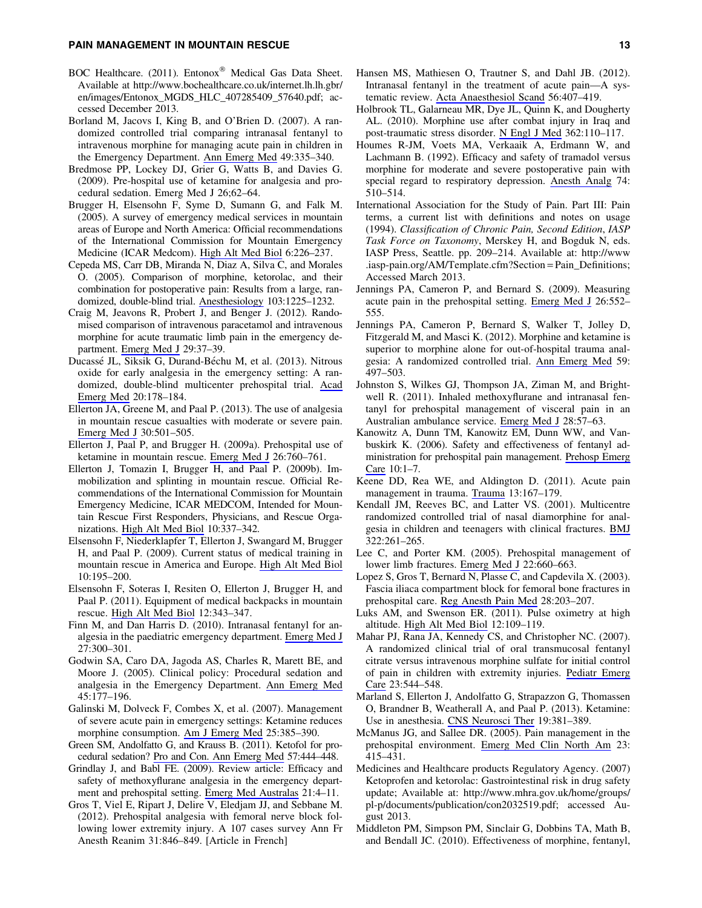BOC Healthcare. (2011). Entonox® Medical Gas Data Sheet. Available at http://www.bochealthcare.co.uk/internet.lh.lh.gbr/en/images/Entonox_MGDS_HLC_407285409_57640.pdf; accessed December 2013.

Borland M, Jacovs I, King B, and O'Brien D. (2007). A randomized controlled trial comparing intranasal fentanyl to intravenous morphine for managing acute pain in children in the Emergency Department. Ann Emerg Med 49:335–340.

Bredmose PP, Lockey DJ, Grier G, Watts B, and Davies G. (2009). Pre-hospital use of ketamine for analgesia and procedural sedation. Emerg Med J 26;62–64.

Brugger H, Elsensohn F, Syme D, Sumann G, and Falk M. (2005). A survey of emergency medical services in mountain areas of Europe and North America: Official recommendations of the International Commission for Mountain Emergency Medicine (ICAR Medcom). High Alt Med Biol 6:226–237.

Cepeda MS, Carr DB, Miranda N, Diaz A, Silva C, and Morales O. (2005). Comparison of morphine, ketorolac, and their combination for postoperative pain: Results from a large, randomized, double-blind trial. Anesthesiology 103:1225–1232.

Craig M, Jeavons R, Probert J, and Benger J. (2012). Randomised comparison of intravenous paracetamol and intravenous morphine for acute traumatic limb pain in the emergency department. Emerg Med J 29:37–39.

Ducassé JL, Siksik G, Durand-Béchu M, et al. (2013). Nitrous oxide for early analgesia in the emergency setting: A randomized, double-blind multicenter prehospital trial. Acad Emerg Med 20:178–184.

Ellerton JA, Greene M, and Paal P. (2013). The use of analgesia in mountain rescue casualties with moderate or severe pain. Emerg Med J 30:501–505.

Ellerton J, Paal P, and Brugger H. (2009a). Prehospital use of ketamine in mountain rescue. Emerg Med J 26:760–761.

Ellerton J, Tomazin I, Brugger H, and Paal P. (2009b). Immobilization and splinting in mountain rescue. Official Recommendations of the International Commission for Mountain Emergency Medicine, ICAR MEDCOM, Intended for Mountain Rescue First Responders, Physicians, and Rescue Organizations. High Alt Med Biol 10:337–342.

Elsensohn F, Niederklapfer T, Ellerton J, Swangard M, Brugger H, and Paal P. (2009). Current status of medical training in mountain rescue in America and Europe. High Alt Med Biol 10:195–200.

Elsensohn F, Soteras I, Resiten O, Ellerton J, Brugger H, and Paal P. (2011). Equipment of medical backpacks in mountain rescue. High Alt Med Biol 12:343–347.

Finn M, and Dan Harris D. (2010). Intranasal fentanyl for analgesia in the paediatric emergency department. Emerg Med J 27:300–301.

Godwin SA, Caro DA, Jagoda AS, Charles R, Marett BE, and Moore J. (2005). Clinical policy: Procedural sedation and analgesia in the Emergency Department. Ann Emerg Med 45:177–196.

Galinski M, Dolveck F, Combes X, et al. (2007). Management of severe acute pain in emergency settings: Ketamine reduces morphine consumption. Am J Emerg Med 25:385–390.

Green SM, Andolfatto G, and Krauss B. (2011). Ketofol for procedural sedation? Pro and Con. Ann Emerg Med 57:444–448.

Grindlay J, and Babl FE. (2009). Review article: Efficacy and safety of methoxyflurane analgesia in the emergency department and prehospital setting. Emerg Med Australas 21:4–11.

Gros T, Viel E, Ripart J, Delire V, Eledjam JJ, and Sebbane M. (2012). Prehospital analgesia with femoral nerve block following lower extremity injury. A 107 cases survey Ann Fr Anesth Reanim 31:846–849. [Article in French]

Hansen MS, Mathiesen O, Trautner S, and Dahl JB. (2012). Intranasal fentanyl in the treatment of acute pain—A systematic review. Acta Anaesthesiol Scand 56:407–419.

Holbrook TL, Galarneau MR, Dye JL, Quinn K, and Dougherty AL. (2010). Morphine use after combat injury in Iraq and post-traumatic stress disorder. N Engl J Med 362:110–117.

Houmes R-JM, Voets MA, Verkaaik A, Erdmann W, and Lachmann B. (1992). Efficacy and safety of tramadol versus morphine for moderate and severe postoperative pain with special regard to respiratory depression. Anesth Analg 74: 510–514.

International Association for the Study of Pain. Part III: Pain terms, a current list with definitions and notes on usage (1994). *Classification of Chronic Pain, Second Edition*, *IASP Task Force on Taxonomy*, Merskey H, and Bogduk N, eds. IASP Press, Seattle. pp. 209–214. Available at: http://www.iasp-pain.org/AM/Template.cfm?Section=Pain_Definitions; Accessed March 2013.

Jennings PA, Cameron P, and Bernard S. (2009). Measuring acute pain in the prehospital setting. Emerg Med J 26:552–555.

Jennings PA, Cameron P, Bernard S, Walker T, Jolley D, Fitzgerald M, and Masci K. (2012). Morphine and ketamine is superior to morphine alone for out-of-hospital trauma analgesia: A randomized controlled trial. Ann Emerg Med 59: 497–503.

Johnston S, Wilkes GJ, Thompson JA, Ziman M, and Brightwell R. (2011). Inhaled methoxyflurane and intranasal fentanyl for prehospital management of visceral pain in an Australian ambulance service. Emerg Med J 28:57–63.

Kanowitz A, Dunn TM, Kanowitz EM, Dunn WW, and Vanbuskirk K. (2006). Safety and effectiveness of fentanyl administration for prehospital pain management. Prehosp Emerg Care 10:1–7.

Keene DD, Rea WE, and Aldington D. (2011). Acute pain management in trauma. Trauma 13:167–179.

Kendall JM, Reeves BC, and Latter VS. (2001). Multicentre randomized controlled trial of nasal diamorphine for analgesia in children and teenagers with clinical fractures. BMJ 322:261–265.

Lee C, and Porter KM. (2005). Prehospital management of lower limb fractures. Emerg Med J 22:660–663.

Lopez S, Gros T, Bernard N, Plasse C, and Capdevila X. (2003). Fascia iliaca compartment block for femoral bone fractures in prehospital care. Reg Anesth Pain Med 28:203–207.

Luks AM, and Swenson ER. (2011). Pulse oximetry at high altitude. High Alt Med Biol 12:109–119.

Mahar PJ, Rana JA, Kennedy CS, and Christopher NC. (2007). A randomized clinical trial of oral transmucosal fentanyl citrate versus intravenous morphine sulfate for initial control of pain in children with extremity injuries. Pediatr Emerg Care 23:544–548.

Marland S, Ellerton J, Andolfatto G, Strapazzon G, Thomassen O, Brandner B, Weatherall A, and Paal P. (2013). Ketamine: Use in anesthesia. CNS Neurosci Ther 19:381–389.

McManus JG, and Sallee DR. (2005). Pain management in the prehospital environment. Emerg Med Clin North Am 23: 415–431.

Medicines and Healthcare products Regulatory Agency. (2007) Ketoprofen and ketorolac: Gastrointestinal risk in drug safety update; Available at: http://www.mhra.gov.uk/home/groups/pl-p/documents/publication/con2032519.pdf; accessed August 2013.

Middleton PM, Simpson PM, Sinclair G, Dobbins TA, Math B, and Bendall JC. (2010). Effectiveness of morphine, fentanyl,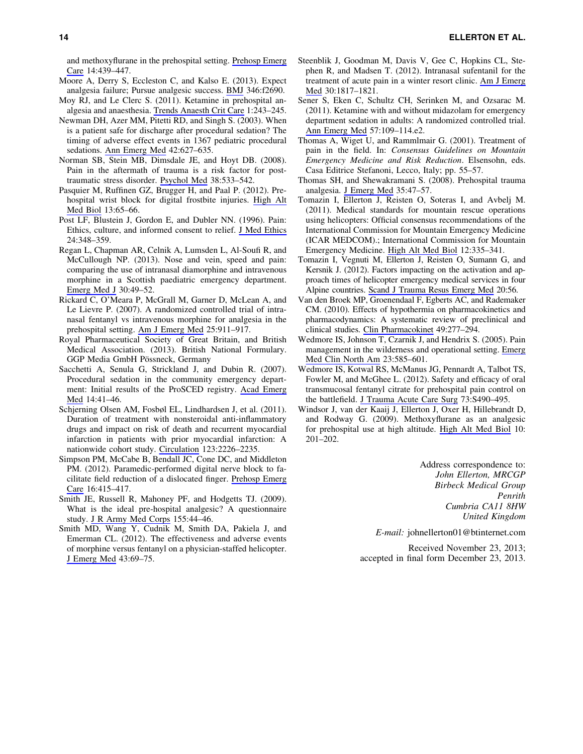and methoxyflurane in the prehospital setting. Prehosp Emerg Care 14:439–447.

Moore A, Derry S, Eccleston C, and Kalso E. (2013). Expect analgesia failure; Pursue analgesic success. BMJ 346:f2690.

Moy RJ, and Le Clerc S. (2011). Ketamine in prehospital analgesia and anaesthesia. Trends Anaesth Crit Care 1:243–245.

Newman DH, Azer MM, Pitetti RD, and Singh S. (2003). When is a patient safe for discharge after procedural sedation? The timing of adverse effect events in 1367 pediatric procedural sedations. Ann Emerg Med 42:627–635.

Norman SB, Stein MB, Dimsdale JE, and Hoyt DB. (2008). Pain in the aftermath of trauma is a risk factor for post-traumatic stress disorder. Psychol Med 38:533–542.

Pasquier M, Ruffinen GZ, Brugger H, and Paal P. (2012). Prehospital wrist block for digital frostbite injuries. High Alt Med Biol 13:65–66.

Post LF, Blustein J, Gordon E, and Dubler NN. (1996). Pain: Ethics, culture, and informed consent to relief. J Med Ethics 24:348–359.

Regan L, Chapman AR, Celnik A, Lumsden L, Al-Soufi R, and McCullough NP. (2013). Nose and vein, speed and pain: comparing the use of intranasal diamorphine and intravenous morphine in a Scottish paediatric emergency department. Emerg Med J 30:49–52.

Rickard C, O'Meara P, McGrall M, Garner D, McLean A, and Le Lievre P. (2007). A randomized controlled trial of intranasal fentanyl vs intravenous morphine for analgesia in the prehospital setting. Am J Emerg Med 25:911–917.

Royal Pharmaceutical Society of Great Britain, and British Medical Association. (2013). British National Formulary. GGP Media GmbH Pössneck, Germany

Sacchetti A, Senula G, Strickland J, and Dubin R. (2007). Procedural sedation in the community emergency department: Initial results of the ProSCED registry. Acad Emerg Med 14:41–46.

Schjerning Olsen AM, Fosbøl EL, Lindhardsen J, et al. (2011). Duration of treatment with nonsteroidal anti-inflammatory drugs and impact on risk of death and recurrent myocardial infarction in patients with prior myocardial infarction: A nationwide cohort study. Circulation 123:2226–2235.

Simpson PM, McCabe B, Bendall JC, Cone DC, and Middleton PM. (2012). Paramedic-performed digital nerve block to facilitate field reduction of a dislocated finger. Prehosp Emerg Care 16:415–417.

Smith JE, Russell R, Mahoney PF, and Hodgetts TJ. (2009). What is the ideal pre-hospital analgesic? A questionnaire study. J R Army Med Corps 155:44–46.

Smith MD, Wang Y, Cudnik M, Smith DA, Pakiela J, and Emerman CL. (2012). The effectiveness and adverse events of morphine versus fentanyl on a physician-staffed helicopter. J Emerg Med 43:69–75.

Steenblik J, Goodman M, Davis V, Gee C, Hopkins CL, Stephen R, and Madsen T. (2012). Intranasal sufentanil for the treatment of acute pain in a winter resort clinic. Am J Emerg Med 30:1817–1821.

Sener S, Eken C, Schultz CH, Serinken M, and Ozsarac M. (2011). Ketamine with and without midazolam for emergency department sedation in adults: A randomized controlled trial. Ann Emerg Med 57:109–114.e2.

Thomas A, Wiget U, and Rammlmair G. (2001). Treatment of pain in the field. In: *Consensus Guidelines on Mountain Emergency Medicine and Risk Reduction*. Elsensohn, eds. Casa Editrice Stefanoni, Lecco, Italy; pp. 55–57.

Thomas SH, and Shewakramani S. (2008). Prehospital trauma analgesia. J Emerg Med 35:47–57.

Tomazin I, Ellerton J, Reisten O, Soteras I, and Avbelj M. (2011). Medical standards for mountain rescue operations using helicopters: Official consensus recommendations of the International Commission for Mountain Emergency Medicine (ICAR MEDCOM).; International Commission for Mountain Emergency Medicine. High Alt Med Biol 12:335–341.

Tomazin I, Vegnuti M, Ellerton J, Reisten O, Sumann G, and Kersnik J. (2012). Factors impacting on the activation and approach times of helicopter emergency medical services in four Alpine countries. Scand J Trauma Resus Emerg Med 20:56.

Van den Broek MP, Groenendaal F, Egberts AC, and Rademaker CM. (2010). Effects of hypothermia on pharmacokinetics and pharmacodynamics: A systematic review of preclinical and clinical studies. Clin Pharmacokinet 49:277–294.

Wedmore IS, Johnson T, Czarnik J, and Hendrix S. (2005). Pain management in the wilderness and operational setting. Emerg Med Clin North Am 23:585–601.

Wedmore IS, Kotwal RS, McManus JG, Pennardt A, Talbot TS, Fowler M, and McGhee L. (2012). Safety and efficacy of oral transmucosal fentanyl citrate for prehospital pain control on the battlefield. J Trauma Acute Care Surg 73:S490–495.

Windsor J, van der Kaaij J, Ellerton J, Oxer H, Hillebrandt D, and Rodway G. (2009). Methoxyflurane as an analgesic for prehospital use at high altitude. High Alt Med Biol 10: 201–202.

Address correspondence to:
*John Ellerton, MRCGP*
*Birbeck Medical Group*
*Penrith*
*Cumbria CA11 8HW*
*United Kingdom*

*E-mail:* johnellerton01@btinternet.com

Received November 23, 2013;
accepted in final form December 23, 2013.